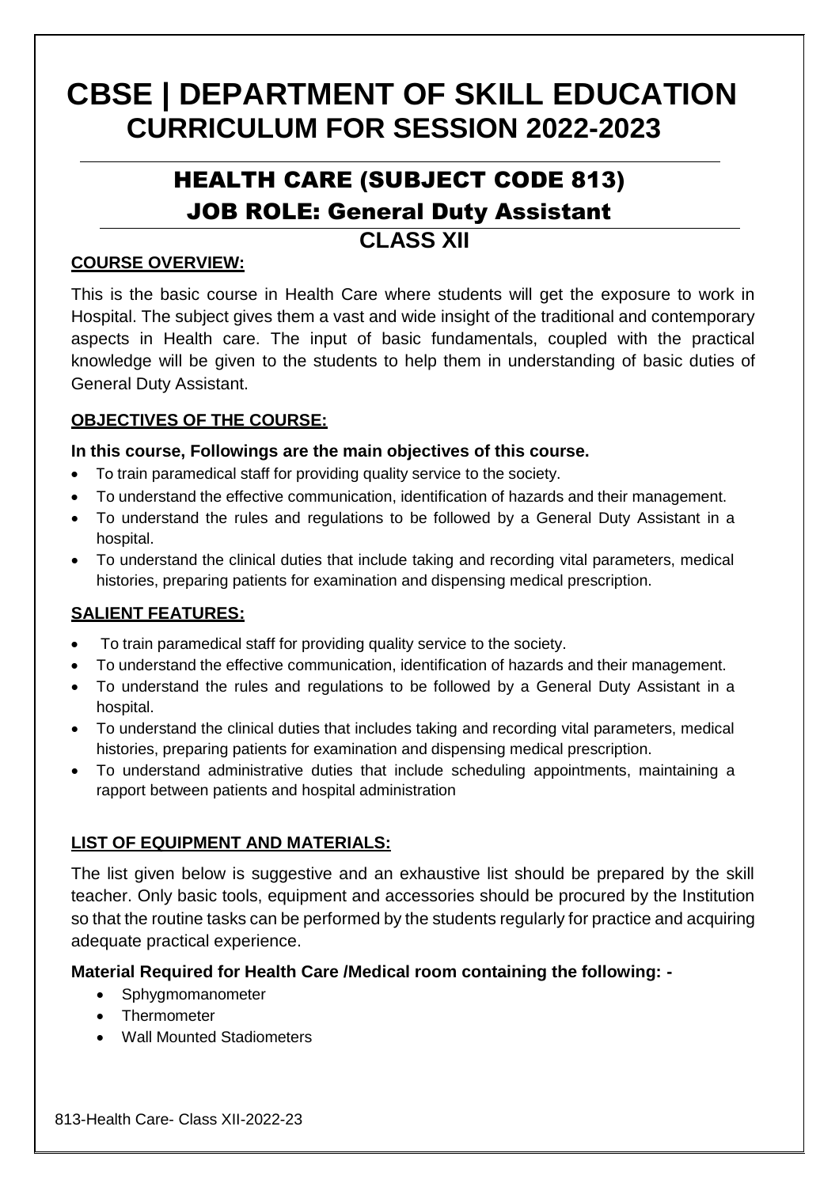# CBSE | DEPARTMENT OF SKILL EDUCATION
# CURRICULUM FOR SESSION 2022-2023

## HEALTH CARE (SUBJECT CODE 813)
## JOB ROLE: General Duty Assistant
## CLASS XII

### COURSE OVERVIEW:

This is the basic course in Health Care where students will get the exposure to work in Hospital. The subject gives them a vast and wide insight of the traditional and contemporary aspects in Health care. The input of basic fundamentals, coupled with the practical knowledge will be given to the students to help them in understanding of basic duties of General Duty Assistant.

### OBJECTIVES OF THE COURSE:

**In this course, Followings are the main objectives of this course.**

- To train paramedical staff for providing quality service to the society.
- To understand the effective communication, identification of hazards and their management.
- To understand the rules and regulations to be followed by a General Duty Assistant in a hospital.
- To understand the clinical duties that include taking and recording vital parameters, medical histories, preparing patients for examination and dispensing medical prescription.

### SALIENT FEATURES:

- To train paramedical staff for providing quality service to the society.
- To understand the effective communication, identification of hazards and their management.
- To understand the rules and regulations to be followed by a General Duty Assistant in a hospital.
- To understand the clinical duties that includes taking and recording vital parameters, medical histories, preparing patients for examination and dispensing medical prescription.
- To understand administrative duties that include scheduling appointments, maintaining a rapport between patients and hospital administration

### LIST OF EQUIPMENT AND MATERIALS:

The list given below is suggestive and an exhaustive list should be prepared by the skill teacher. Only basic tools, equipment and accessories should be procured by the Institution so that the routine tasks can be performed by the students regularly for practice and acquiring adequate practical experience.

**Material Required for Health Care /Medical room containing the following: -**

- Sphygmomanometer
- Thermometer
- Wall Mounted Stadiometers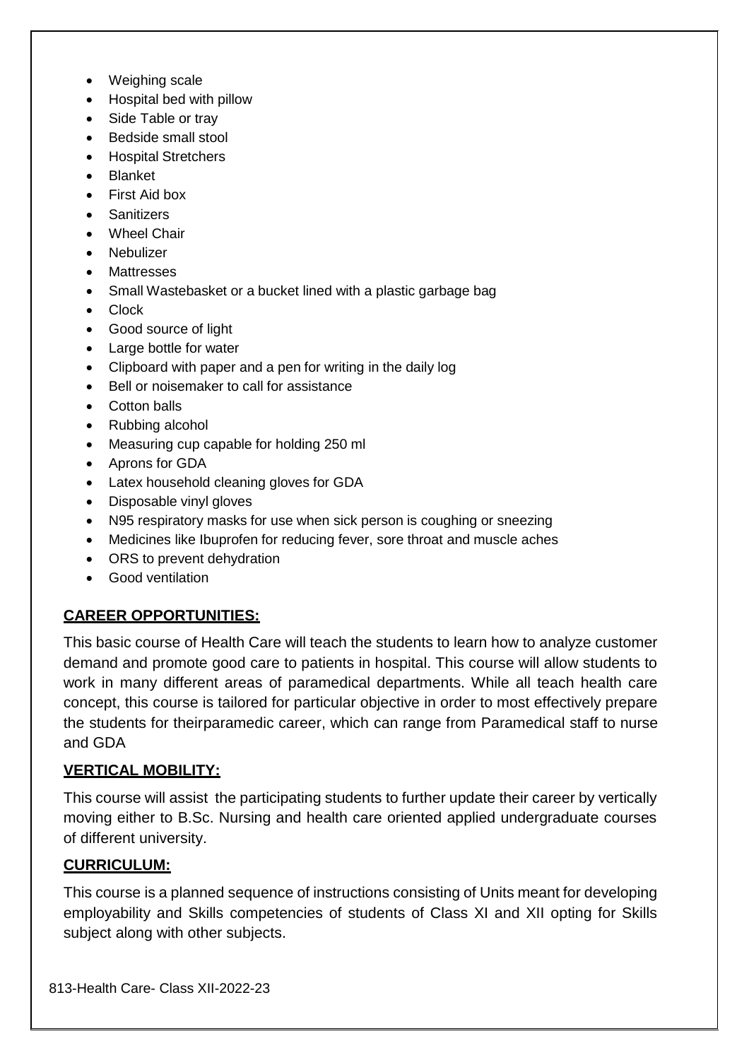- Weighing scale
- Hospital bed with pillow
- Side Table or tray
- Bedside small stool
- Hospital Stretchers
- Blanket
- First Aid box
- Sanitizers
- Wheel Chair
- Nebulizer
- Mattresses
- Small Wastebasket or a bucket lined with a plastic garbage bag
- Clock
- Good source of light
- Large bottle for water
- Clipboard with paper and a pen for writing in the daily log
- Bell or noisemaker to call for assistance
- Cotton balls
- Rubbing alcohol
- Measuring cup capable for holding 250 ml
- Aprons for GDA
- Latex household cleaning gloves for GDA
- Disposable vinyl gloves
- N95 respiratory masks for use when sick person is coughing or sneezing
- Medicines like Ibuprofen for reducing fever, sore throat and muscle aches
- ORS to prevent dehydration
- Good ventilation

**CAREER OPPORTUNITIES:**

This basic course of Health Care will teach the students to learn how to analyze customer demand and promote good care to patients in hospital. This course will allow students to work in many different areas of paramedical departments. While all teach health care concept, this course is tailored for particular objective in order to most effectively prepare the students for theirparamedic career, which can range from Paramedical staff to nurse and GDA

**VERTICAL MOBILITY:**

This course will assist the participating students to further update their career by vertically moving either to B.Sc. Nursing and health care oriented applied undergraduate courses of different university.

**CURRICULUM:**

This course is a planned sequence of instructions consisting of Units meant for developing employability and Skills competencies of students of Class XI and XII opting for Skills subject along with other subjects.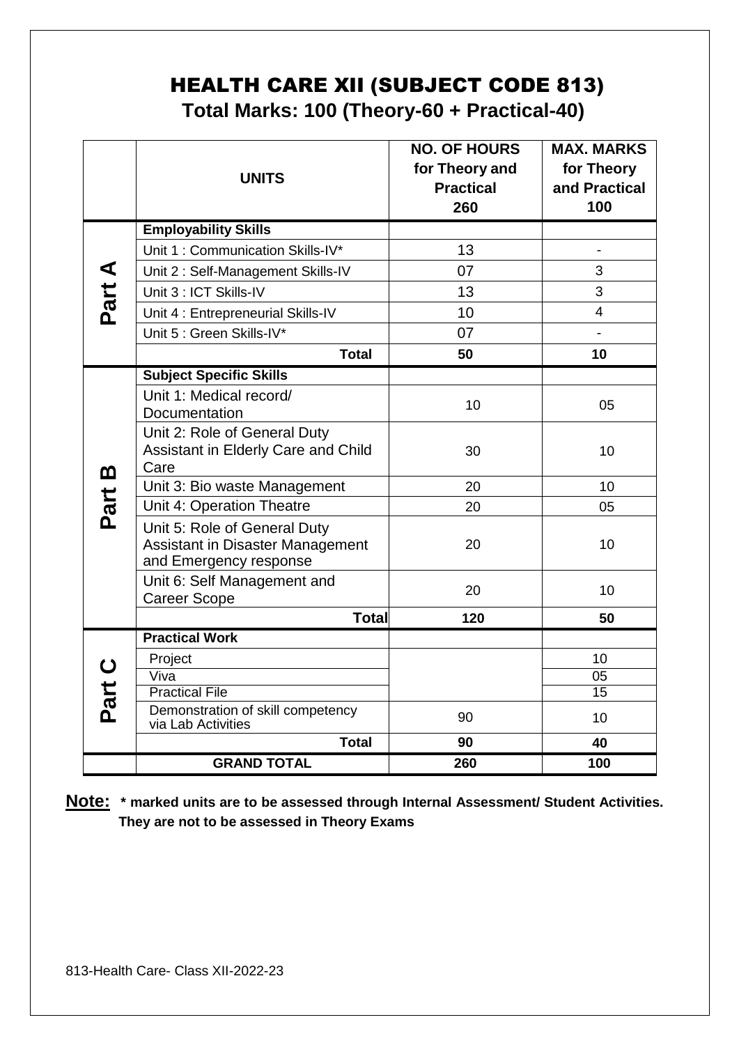# HEALTH CARE XII (SUBJECT CODE 813)

**Total Marks: 100 (Theory-60 + Practical-40)**

| | UNITS | NO. OF HOURS for Theory and Practical 260 | MAX. MARKS for Theory and Practical 100 |
|---|---|---|---|
| Part A | **Employability Skills** | | |
| | Unit 1 : Communication Skills-IV* | 13 | - |
| | Unit 2 : Self-Management Skills-IV | 07 | 3 |
| | Unit 3 : ICT Skills-IV | 13 | 3 |
| | Unit 4 : Entrepreneurial Skills-IV | 10 | 4 |
| | Unit 5 : Green Skills-IV* | 07 | - |
| | **Total** | **50** | **10** |
| Part B | **Subject Specific Skills** | | |
| | Unit 1: Medical record/ Documentation | 10 | 05 |
| | Unit 2: Role of General Duty Assistant in Elderly Care and Child Care | 30 | 10 |
| | Unit 3: Bio waste Management | 20 | 10 |
| | Unit 4: Operation Theatre | 20 | 05 |
| | Unit 5: Role of General Duty Assistant in Disaster Management and Emergency response | 20 | 10 |
| | Unit 6: Self Management and Career Scope | 20 | 10 |
| | **Total** | **120** | **50** |
| Part C | **Practical Work** | | |
| | Project | | 10 |
| | Viva | | 05 |
| | Practical File | | 15 |
| | Demonstration of skill competency via Lab Activities | 90 | 10 |
| | **Total** | **90** | **40** |
| | **GRAND TOTAL** | **260** | **100** |

**Note: * marked units are to be assessed through Internal Assessment/ Student Activities. They are not to be assessed in Theory Exams**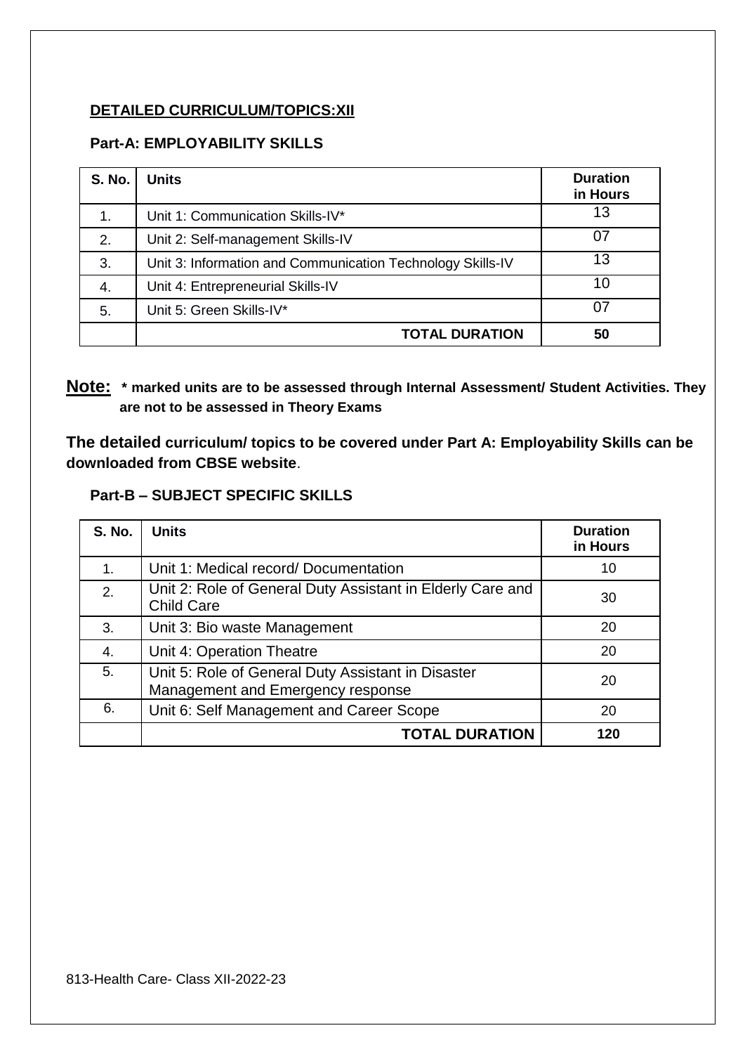## DETAILED CURRICULUM/TOPICS:XII

### Part-A: EMPLOYABILITY SKILLS

| S. No. | Units | Duration in Hours |
|---|---|---|
| 1. | Unit 1: Communication Skills-IV* | 13 |
| 2. | Unit 2: Self-management Skills-IV | 07 |
| 3. | Unit 3: Information and Communication Technology Skills-IV | 13 |
| 4. | Unit 4: Entrepreneurial Skills-IV | 10 |
| 5. | Unit 5: Green Skills-IV* | 07 |
| | **TOTAL DURATION** | **50** |

**Note:** *** marked units are to be assessed through Internal Assessment/ Student Activities. They are not to be assessed in Theory Exams**

**The detailed curriculum/ topics to be covered under Part A: Employability Skills can be downloaded from CBSE website**.

### Part-B – SUBJECT SPECIFIC SKILLS

| S. No. | Units | Duration in Hours |
|---|---|---|
| 1. | Unit 1: Medical record/ Documentation | 10 |
| 2. | Unit 2: Role of General Duty Assistant in Elderly Care and Child Care | 30 |
| 3. | Unit 3: Bio waste Management | 20 |
| 4. | Unit 4: Operation Theatre | 20 |
| 5. | Unit 5: Role of General Duty Assistant in Disaster Management and Emergency response | 20 |
| 6. | Unit 6: Self Management and Career Scope | 20 |
| | **TOTAL DURATION** | **120** |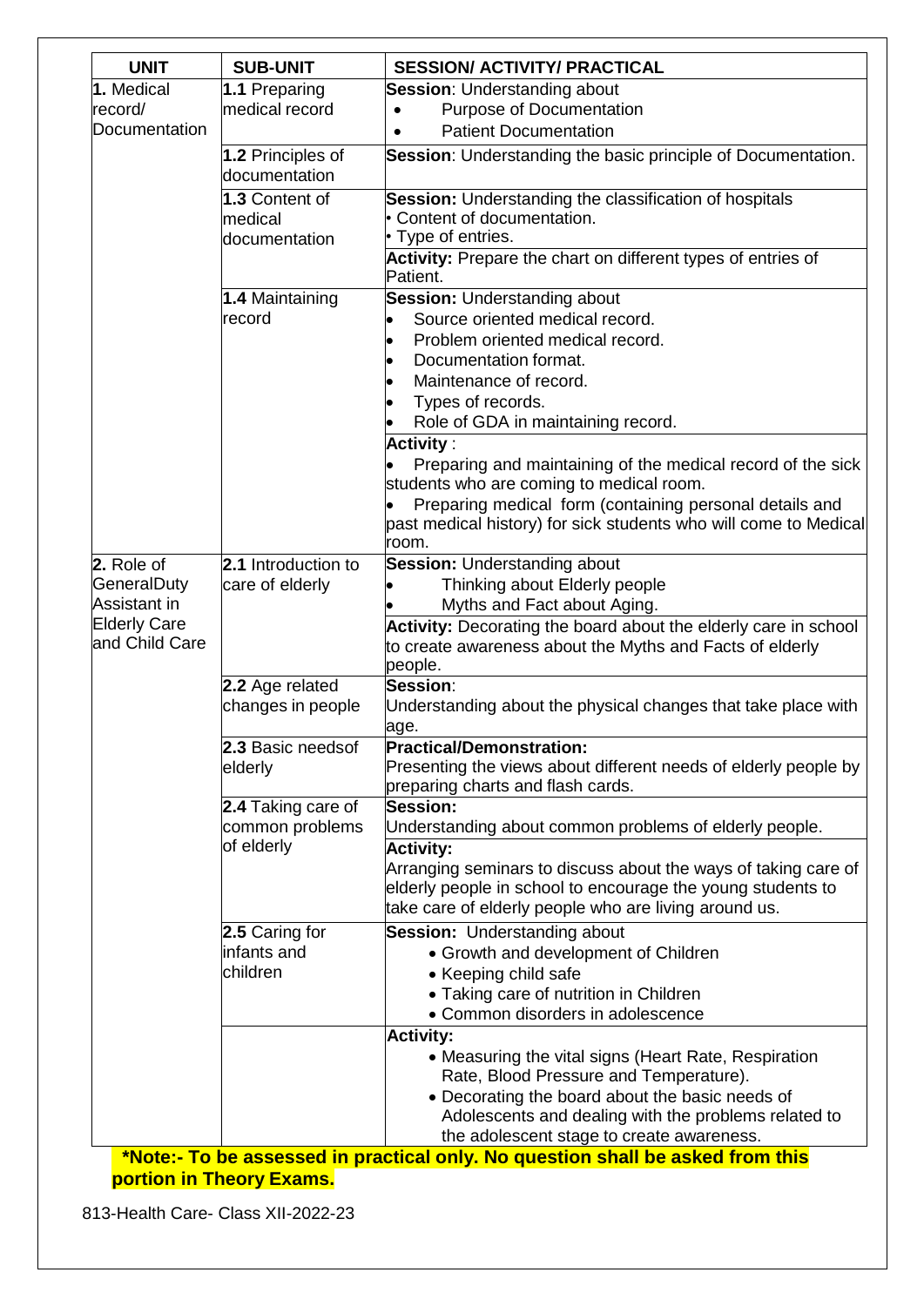| UNIT | SUB-UNIT | SESSION/ ACTIVITY/ PRACTICAL |
|---|---|---|
| **1.** Medical record/ Documentation | **1.1** Preparing medical record | **Session**: Understanding about<br>• Purpose of Documentation<br>• Patient Documentation |
| | **1.2** Principles of documentation | **Session**: Understanding the basic principle of Documentation. |
| | **1.3** Content of medical documentation | **Session:** Understanding the classification of hospitals<br>• Content of documentation.<br>• Type of entries. |
| | | **Activity:** Prepare the chart on different types of entries of Patient. |
| | **1.4** Maintaining record | **Session:** Understanding about<br>• Source oriented medical record.<br>• Problem oriented medical record.<br>• Documentation format.<br>• Maintenance of record.<br>• Types of records.<br>• Role of GDA in maintaining record. |
| | | **Activity** :<br>• Preparing and maintaining of the medical record of the sick students who are coming to medical room.<br>• Preparing medical form (containing personal details and past medical history) for sick students who will come to Medical room. |
| **2.** Role of GeneralDuty Assistant in Elderly Care and Child Care | **2.1** Introduction to care of elderly | **Session:** Understanding about<br>• Thinking about Elderly people<br>• Myths and Fact about Aging. |
| | | **Activity:** Decorating the board about the elderly care in school to create awareness about the Myths and Facts of elderly people. |
| | **2.2** Age related changes in people | **Session**:<br>Understanding about the physical changes that take place with age. |
| | **2.3** Basic needsof elderly | **Practical/Demonstration:**<br>Presenting the views about different needs of elderly people by preparing charts and flash cards. |
| | **2.4** Taking care of common problems of elderly | **Session:**<br>Understanding about common problems of elderly people. |
| | | **Activity:**<br>Arranging seminars to discuss about the ways of taking care of elderly people in school to encourage the young students to take care of elderly people who are living around us. |
| | **2.5** Caring for infants and children | **Session:** Understanding about<br>• Growth and development of Children<br>• Keeping child safe<br>• Taking care of nutrition in Children<br>• Common disorders in adolescence |
| | | **Activity:**<br>• Measuring the vital signs (Heart Rate, Respiration Rate, Blood Pressure and Temperature).<br>• Decorating the board about the basic needs of Adolescents and dealing with the problems related to the adolescent stage to create awareness. |

**\*Note:- To be assessed in practical only. No question shall be asked from this portion in Theory Exams.**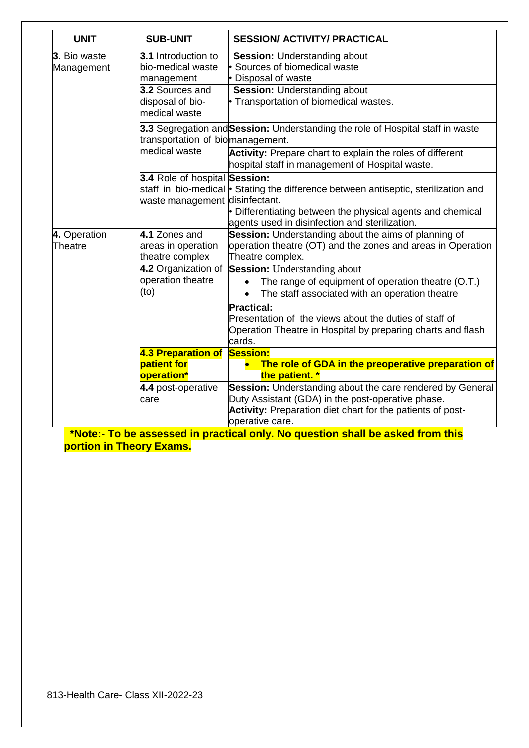| UNIT | SUB-UNIT | SESSION/ ACTIVITY/ PRACTICAL |
|---|---|---|
| **3.** Bio waste Management | **3.1** Introduction to bio-medical waste management | **Session:** Understanding about<br>• Sources of biomedical waste<br>• Disposal of waste |
| | **3.2** Sources and disposal of bio-medical waste | **Session:** Understanding about<br>• Transportation of biomedical wastes. |
| | **3.3** Segregation and transportation of bio medical waste | **Session:** Understanding the role of Hospital staff in waste management. |
| | | **Activity:** Prepare chart to explain the roles of different hospital staff in management of Hospital waste. |
| | **3.4** Role of hospital staff in bio-medical waste management | **Session:**<br>• Stating the difference between antiseptic, sterilization and disinfectant.<br>• Differentiating between the physical agents and chemical agents used in disinfection and sterilization. |
| **4.** Operation Theatre | **4.1** Zones and areas in operation theatre complex | **Session:** Understanding about the aims of planning of operation theatre (OT) and the zones and areas in Operation Theatre complex. |
| | **4.2** Organization of operation theatre (to) | **Session:** Understanding about<br>• The range of equipment of operation theatre (O.T.)<br>• The staff associated with an operation theatre |
| | | **Practical:**<br>Presentation of the views about the duties of staff of Operation Theatre in Hospital by preparing charts and flash cards. |
| | **4.3 Preparation of patient for operation*** | **Session:**<br>• **The role of GDA in the preoperative preparation of the patient. *** |
| | **4.4** post-operative care | **Session:** Understanding about the care rendered by General Duty Assistant (GDA) in the post-operative phase.<br>**Activity:** Preparation diet chart for the patients of post-operative care. |

***Note:- To be assessed in practical only. No question shall be asked from this portion in Theory Exams.**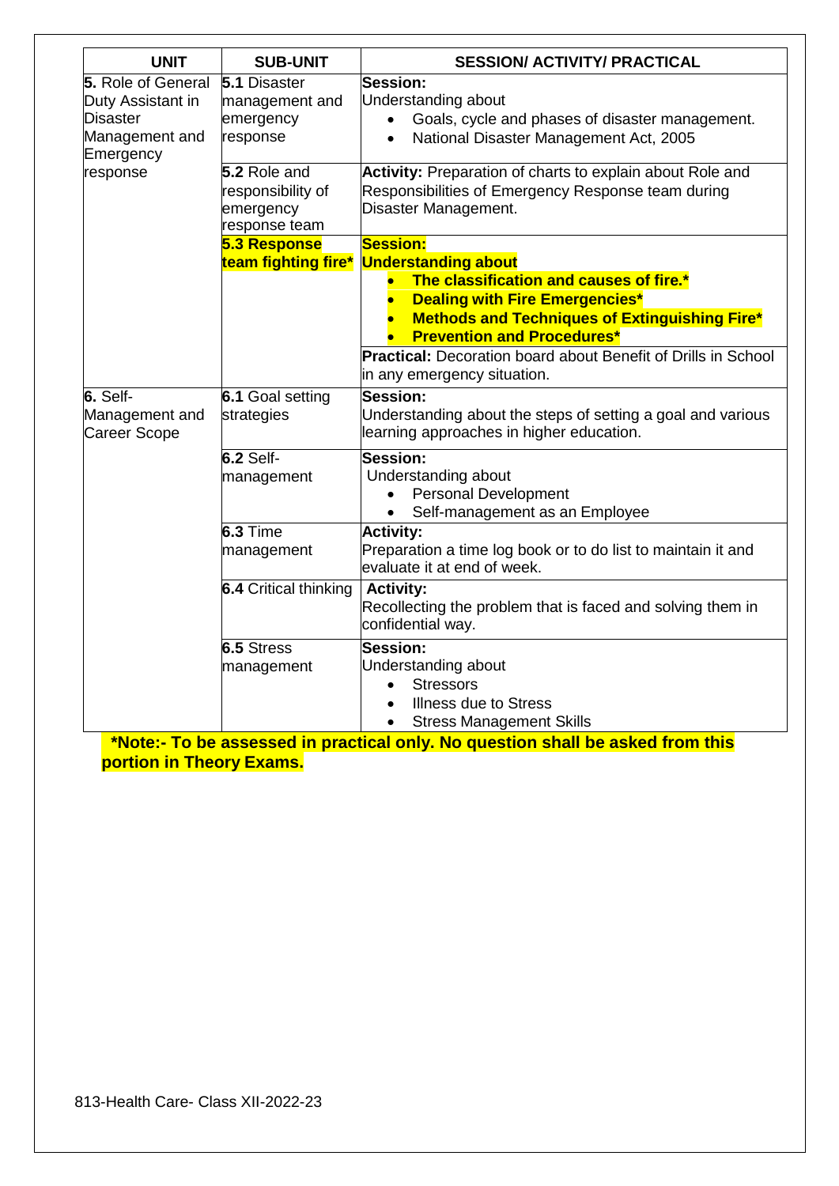| UNIT | SUB-UNIT | SESSION/ ACTIVITY/ PRACTICAL |
|---|---|---|
| **5.** Role of General Duty Assistant in Disaster Management and Emergency response | **5.1** Disaster management and emergency response | **Session:**<br>Understanding about<br>• Goals, cycle and phases of disaster management.<br>• National Disaster Management Act, 2005 |
| | **5.2** Role and responsibility of emergency response team | **Activity:** Preparation of charts to explain about Role and Responsibilities of Emergency Response team during Disaster Management. |
| | **5.3 Response team fighting fire*** | **Session:**<br>**Understanding about**<br>• **The classification and causes of fire.***<br>• **Dealing with Fire Emergencies***<br>• **Methods and Techniques of Extinguishing Fire***<br>• **Prevention and Procedures*** |
| | | **Practical:** Decoration board about Benefit of Drills in School in any emergency situation. |
| **6.** Self-Management and Career Scope | **6.1** Goal setting strategies | **Session:**<br>Understanding about the steps of setting a goal and various learning approaches in higher education. |
| | **6.2** Self-management | **Session:**<br>Understanding about<br>• Personal Development<br>• Self-management as an Employee |
| | **6.3** Time management | **Activity:**<br>Preparation a time log book or to do list to maintain it and evaluate it at end of week. |
| | **6.4** Critical thinking | **Activity:**<br>Recollecting the problem that is faced and solving them in confidential way. |
| | **6.5** Stress management | **Session:**<br>Understanding about<br>• Stressors<br>• Illness due to Stress<br>• Stress Management Skills |

**\*Note:- To be assessed in practical only. No question shall be asked from this portion in Theory Exams.**